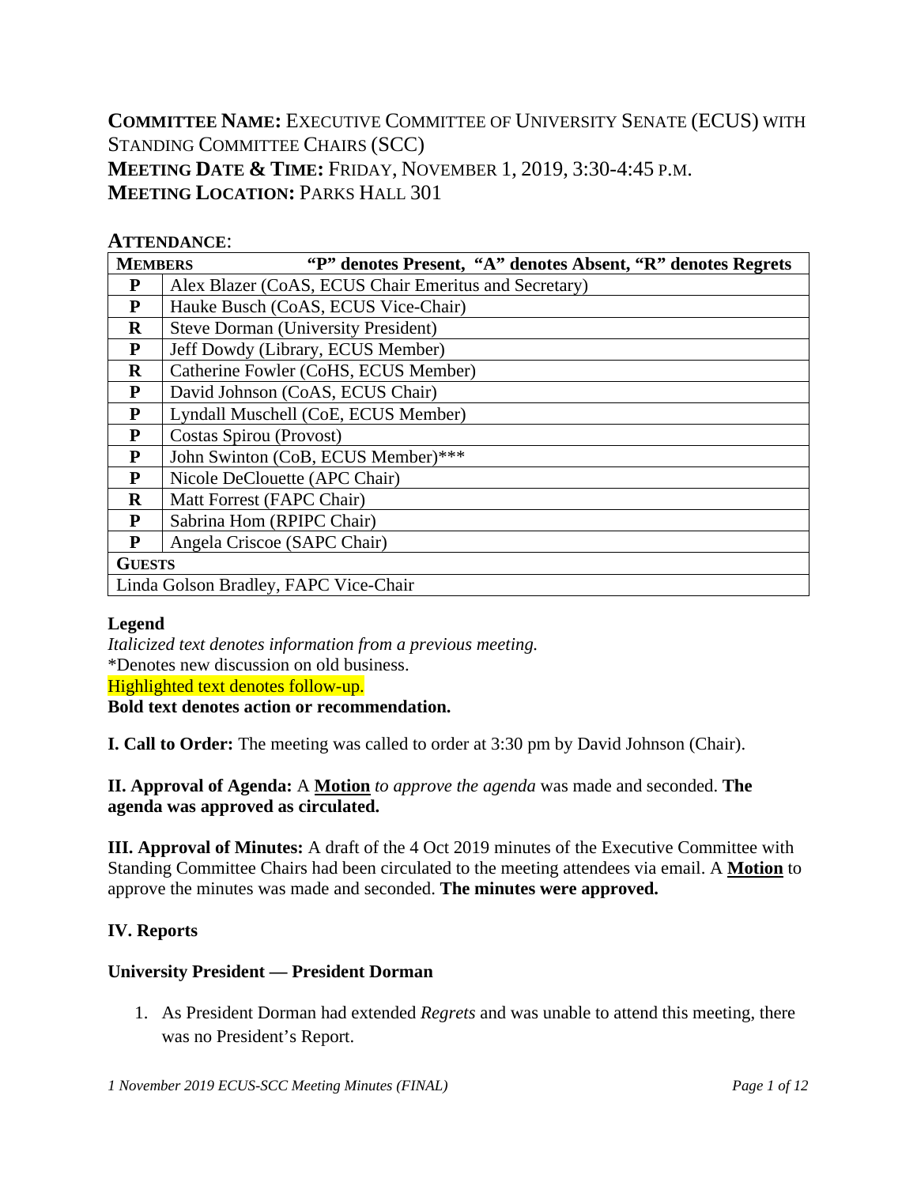**COMMITTEE NAME:** EXECUTIVE COMMITTEE OF UNIVERSITY SENATE (ECUS) WITH STANDING COMMITTEE CHAIRS (SCC)
**MEETING DATE & TIME:** FRIDAY, NOVEMBER 1, 2019, 3:30-4:45 P.M.
**MEETING LOCATION:** PARKS HALL 301

**ATTENDANCE**:

| **MEMBERS** | **"P" denotes Present, "A" denotes Absent, "R" denotes Regrets** |
|---|---|
| **P** | Alex Blazer (CoAS, ECUS Chair Emeritus and Secretary) |
| **P** | Hauke Busch (CoAS, ECUS Vice-Chair) |
| **R** | Steve Dorman (University President) |
| **P** | Jeff Dowdy (Library, ECUS Member) |
| **R** | Catherine Fowler (CoHS, ECUS Member) |
| **P** | David Johnson (CoAS, ECUS Chair) |
| **P** | Lyndall Muschell (CoE, ECUS Member) |
| **P** | Costas Spirou (Provost) |
| **P** | John Swinton (CoB, ECUS Member)*** |
| **P** | Nicole DeClouette (APC Chair) |
| **R** | Matt Forrest (FAPC Chair) |
| **P** | Sabrina Hom (RPIPC Chair) |
| **P** | Angela Criscoe (SAPC Chair) |
| **GUESTS** | |
| Linda Golson Bradley, FAPC Vice-Chair | |

**Legend**
*Italicized text denotes information from a previous meeting.*
*Denotes new discussion on old business.
Highlighted text denotes follow-up.
**Bold text denotes action or recommendation.**

**I. Call to Order:** The meeting was called to order at 3:30 pm by David Johnson (Chair).

**II. Approval of Agenda:** A **Motion** *to approve the agenda* was made and seconded. **The agenda was approved as circulated.**

**III. Approval of Minutes:** A draft of the 4 Oct 2019 minutes of the Executive Committee with Standing Committee Chairs had been circulated to the meeting attendees via email. A **Motion** to approve the minutes was made and seconded. **The minutes were approved.**

**IV. Reports**

**University President — President Dorman**

1. As President Dorman had extended *Regrets* and was unable to attend this meeting, there was no President's Report.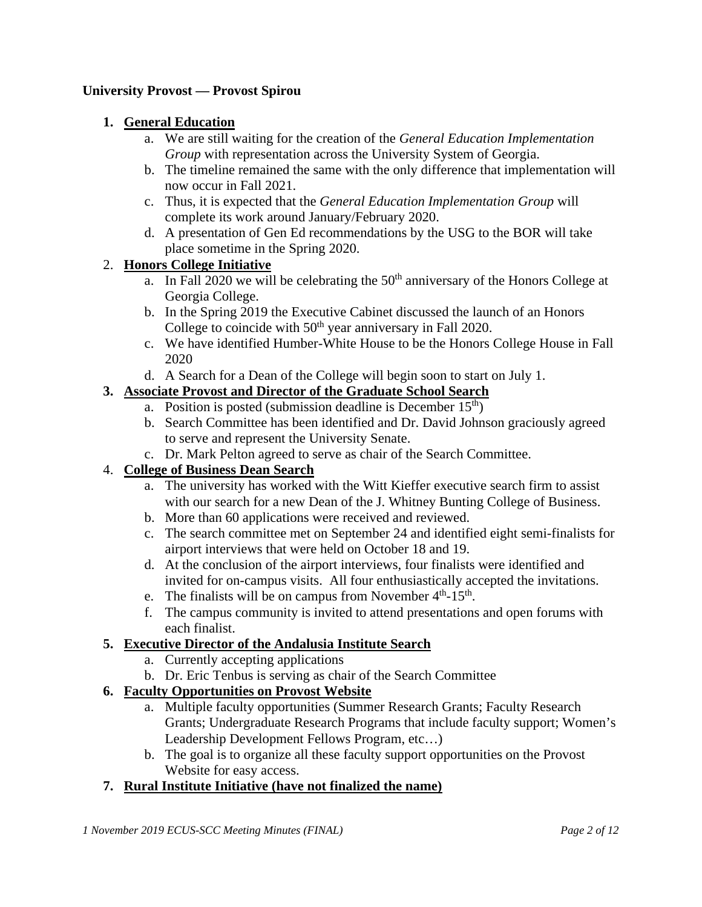**University Provost — Provost Spirou**

1. **General Education**
   a. We are still waiting for the creation of the *General Education Implementation Group* with representation across the University System of Georgia.
   b. The timeline remained the same with the only difference that implementation will now occur in Fall 2021.
   c. Thus, it is expected that the *General Education Implementation Group* will complete its work around January/February 2020.
   d. A presentation of Gen Ed recommendations by the USG to the BOR will take place sometime in the Spring 2020.
2. **Honors College Initiative**
   a. In Fall 2020 we will be celebrating the 50th anniversary of the Honors College at Georgia College.
   b. In the Spring 2019 the Executive Cabinet discussed the launch of an Honors College to coincide with 50th year anniversary in Fall 2020.
   c. We have identified Humber-White House to be the Honors College House in Fall 2020
   d. A Search for a Dean of the College will begin soon to start on July 1.
3. **Associate Provost and Director of the Graduate School Search**
   a. Position is posted (submission deadline is December 15th)
   b. Search Committee has been identified and Dr. David Johnson graciously agreed to serve and represent the University Senate.
   c. Dr. Mark Pelton agreed to serve as chair of the Search Committee.
4. **College of Business Dean Search**
   a. The university has worked with the Witt Kieffer executive search firm to assist with our search for a new Dean of the J. Whitney Bunting College of Business.
   b. More than 60 applications were received and reviewed.
   c. The search committee met on September 24 and identified eight semi-finalists for airport interviews that were held on October 18 and 19.
   d. At the conclusion of the airport interviews, four finalists were identified and invited for on-campus visits. All four enthusiastically accepted the invitations.
   e. The finalists will be on campus from November 4th-15th.
   f. The campus community is invited to attend presentations and open forums with each finalist.
5. **Executive Director of the Andalusia Institute Search**
   a. Currently accepting applications
   b. Dr. Eric Tenbus is serving as chair of the Search Committee
6. **Faculty Opportunities on Provost Website**
   a. Multiple faculty opportunities (Summer Research Grants; Faculty Research Grants; Undergraduate Research Programs that include faculty support; Women's Leadership Development Fellows Program, etc…)
   b. The goal is to organize all these faculty support opportunities on the Provost Website for easy access.
7. **Rural Institute Initiative (have not finalized the name)**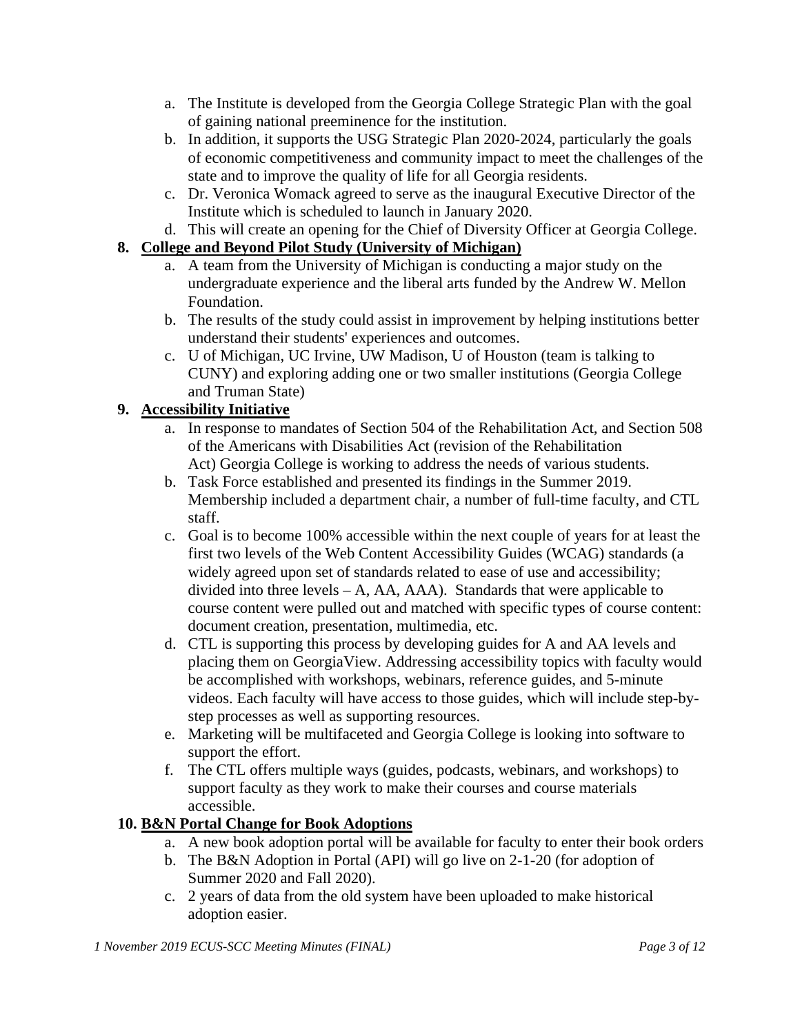a. The Institute is developed from the Georgia College Strategic Plan with the goal of gaining national preeminence for the institution.
b. In addition, it supports the USG Strategic Plan 2020-2024, particularly the goals of economic competitiveness and community impact to meet the challenges of the state and to improve the quality of life for all Georgia residents.
c. Dr. Veronica Womack agreed to serve as the inaugural Executive Director of the Institute which is scheduled to launch in January 2020.
d. This will create an opening for the Chief of Diversity Officer at Georgia College.

**8. <u>College and Beyond Pilot Study (University of Michigan)</u>**

a. A team from the University of Michigan is conducting a major study on the undergraduate experience and the liberal arts funded by the Andrew W. Mellon Foundation.
b. The results of the study could assist in improvement by helping institutions better understand their students' experiences and outcomes.
c. U of Michigan, UC Irvine, UW Madison, U of Houston (team is talking to CUNY) and exploring adding one or two smaller institutions (Georgia College and Truman State)

**9. <u>Accessibility Initiative</u>**

a. In response to mandates of Section 504 of the Rehabilitation Act, and Section 508 of the Americans with Disabilities Act (revision of the Rehabilitation Act) Georgia College is working to address the needs of various students.
b. Task Force established and presented its findings in the Summer 2019. Membership included a department chair, a number of full-time faculty, and CTL staff.
c. Goal is to become 100% accessible within the next couple of years for at least the first two levels of the Web Content Accessibility Guides (WCAG) standards (a widely agreed upon set of standards related to ease of use and accessibility; divided into three levels – A, AA, AAA). Standards that were applicable to course content were pulled out and matched with specific types of course content: document creation, presentation, multimedia, etc.
d. CTL is supporting this process by developing guides for A and AA levels and placing them on GeorgiaView. Addressing accessibility topics with faculty would be accomplished with workshops, webinars, reference guides, and 5-minute videos. Each faculty will have access to those guides, which will include step-by-step processes as well as supporting resources.
e. Marketing will be multifaceted and Georgia College is looking into software to support the effort.
f. The CTL offers multiple ways (guides, podcasts, webinars, and workshops) to support faculty as they work to make their courses and course materials accessible.

**10. <u>B&N Portal Change for Book Adoptions</u>**

a. A new book adoption portal will be available for faculty to enter their book orders
b. The B&N Adoption in Portal (API) will go live on 2-1-20 (for adoption of Summer 2020 and Fall 2020).
c. 2 years of data from the old system have been uploaded to make historical adoption easier.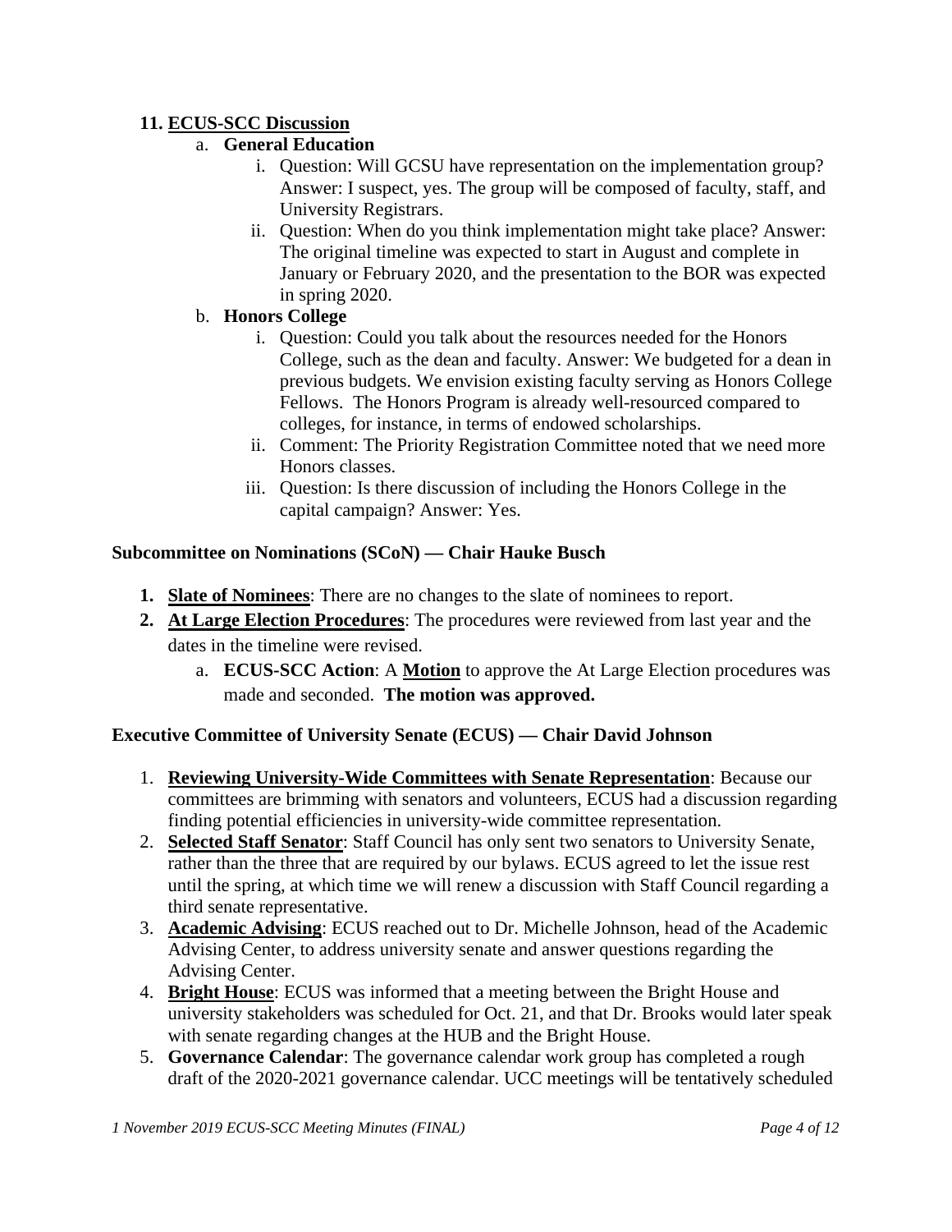**11. ECUS-SCC Discussion**

a. **General Education**

i. Question: Will GCSU have representation on the implementation group? Answer: I suspect, yes. The group will be composed of faculty, staff, and University Registrars.

ii. Question: When do you think implementation might take place? Answer: The original timeline was expected to start in August and complete in January or February 2020, and the presentation to the BOR was expected in spring 2020.

b. **Honors College**

i. Question: Could you talk about the resources needed for the Honors College, such as the dean and faculty. Answer: We budgeted for a dean in previous budgets. We envision existing faculty serving as Honors College Fellows. The Honors Program is already well-resourced compared to colleges, for instance, in terms of endowed scholarships.

ii. Comment: The Priority Registration Committee noted that we need more Honors classes.

iii. Question: Is there discussion of including the Honors College in the capital campaign? Answer: Yes.

### Subcommittee on Nominations (SCoN) — Chair Hauke Busch

1. **Slate of Nominees**: There are no changes to the slate of nominees to report.
2. **At Large Election Procedures**: The procedures were reviewed from last year and the dates in the timeline were revised.
   a. **ECUS-SCC Action**: A **Motion** to approve the At Large Election procedures was made and seconded. **The motion was approved.**

### Executive Committee of University Senate (ECUS) — Chair David Johnson

1. **Reviewing University-Wide Committees with Senate Representation**: Because our committees are brimming with senators and volunteers, ECUS had a discussion regarding finding potential efficiencies in university-wide committee representation.
2. **Selected Staff Senator**: Staff Council has only sent two senators to University Senate, rather than the three that are required by our bylaws. ECUS agreed to let the issue rest until the spring, at which time we will renew a discussion with Staff Council regarding a third senate representative.
3. **Academic Advising**: ECUS reached out to Dr. Michelle Johnson, head of the Academic Advising Center, to address university senate and answer questions regarding the Advising Center.
4. **Bright House**: ECUS was informed that a meeting between the Bright House and university stakeholders was scheduled for Oct. 21, and that Dr. Brooks would later speak with senate regarding changes at the HUB and the Bright House.
5. **Governance Calendar**: The governance calendar work group has completed a rough draft of the 2020-2021 governance calendar. UCC meetings will be tentatively scheduled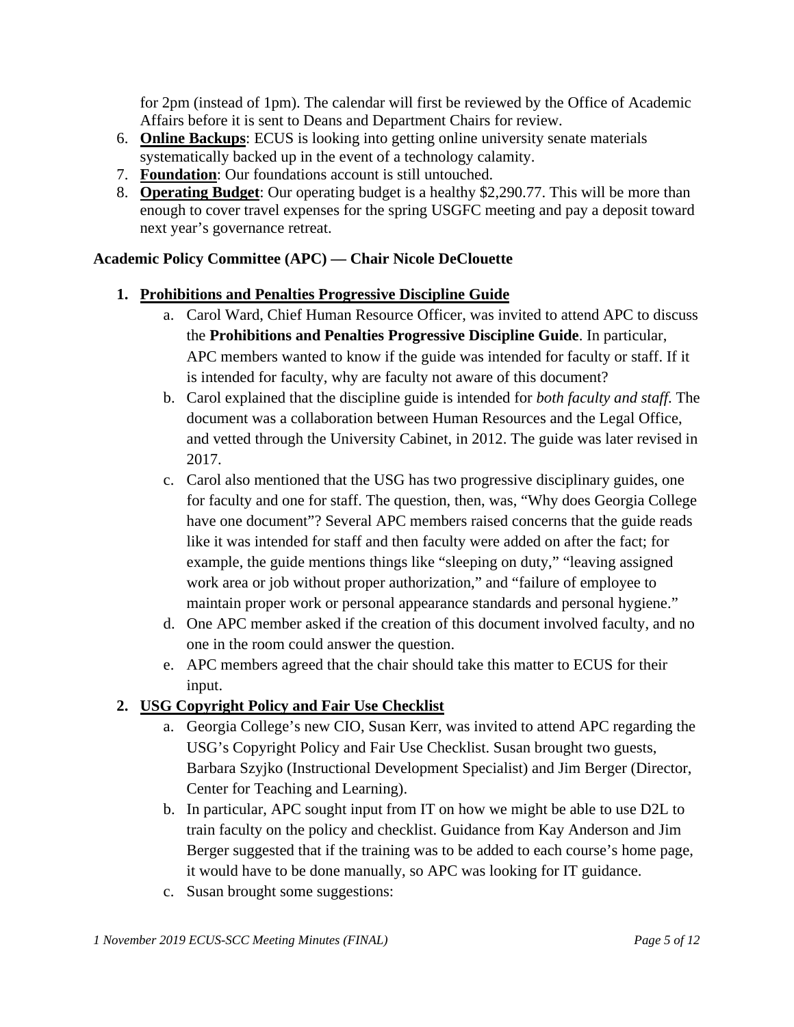for 2pm (instead of 1pm). The calendar will first be reviewed by the Office of Academic Affairs before it is sent to Deans and Department Chairs for review.

6. **Online Backups**: ECUS is looking into getting online university senate materials systematically backed up in the event of a technology calamity.
7. **Foundation**: Our foundations account is still untouched.
8. **Operating Budget**: Our operating budget is a healthy $2,290.77. This will be more than enough to cover travel expenses for the spring USGFC meeting and pay a deposit toward next year's governance retreat.

**Academic Policy Committee (APC) — Chair Nicole DeClouette**

1. **Prohibitions and Penalties Progressive Discipline Guide**
   a. Carol Ward, Chief Human Resource Officer, was invited to attend APC to discuss the **Prohibitions and Penalties Progressive Discipline Guide**. In particular, APC members wanted to know if the guide was intended for faculty or staff. If it is intended for faculty, why are faculty not aware of this document?
   b. Carol explained that the discipline guide is intended for *both faculty and staff*. The document was a collaboration between Human Resources and the Legal Office, and vetted through the University Cabinet, in 2012. The guide was later revised in 2017.
   c. Carol also mentioned that the USG has two progressive disciplinary guides, one for faculty and one for staff. The question, then, was, "Why does Georgia College have one document"? Several APC members raised concerns that the guide reads like it was intended for staff and then faculty were added on after the fact; for example, the guide mentions things like "sleeping on duty," "leaving assigned work area or job without proper authorization," and "failure of employee to maintain proper work or personal appearance standards and personal hygiene."
   d. One APC member asked if the creation of this document involved faculty, and no one in the room could answer the question.
   e. APC members agreed that the chair should take this matter to ECUS for their input.
2. **USG Copyright Policy and Fair Use Checklist**
   a. Georgia College's new CIO, Susan Kerr, was invited to attend APC regarding the USG's Copyright Policy and Fair Use Checklist. Susan brought two guests, Barbara Szyjko (Instructional Development Specialist) and Jim Berger (Director, Center for Teaching and Learning).
   b. In particular, APC sought input from IT on how we might be able to use D2L to train faculty on the policy and checklist. Guidance from Kay Anderson and Jim Berger suggested that if the training was to be added to each course's home page, it would have to be done manually, so APC was looking for IT guidance.
   c. Susan brought some suggestions: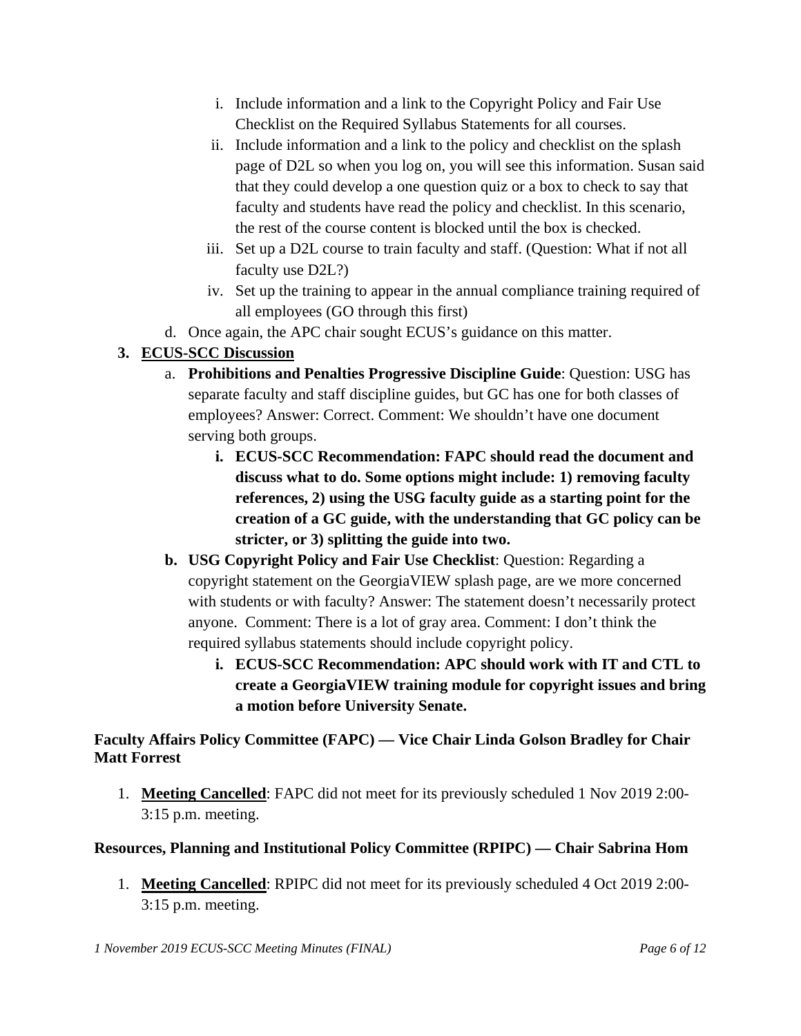i. Include information and a link to the Copyright Policy and Fair Use Checklist on the Required Syllabus Statements for all courses.
   ii. Include information and a link to the policy and checklist on the splash page of D2L so when you log on, you will see this information. Susan said that they could develop a one question quiz or a box to check to say that faculty and students have read the policy and checklist. In this scenario, the rest of the course content is blocked until the box is checked.
   iii. Set up a D2L course to train faculty and staff. (Question: What if not all faculty use D2L?)
   iv. Set up the training to appear in the annual compliance training required of all employees (GO through this first)

d. Once again, the APC chair sought ECUS's guidance on this matter.

3. **<u>ECUS-SCC Discussion</u>**

   a. **Prohibitions and Penalties Progressive Discipline Guide**: Question: USG has separate faculty and staff discipline guides, but GC has one for both classes of employees? Answer: Correct. Comment: We shouldn't have one document serving both groups.

      i. **ECUS-SCC Recommendation: FAPC should read the document and discuss what to do. Some options might include: 1) removing faculty references, 2) using the USG faculty guide as a starting point for the creation of a GC guide, with the understanding that GC policy can be stricter, or 3) splitting the guide into two.**

   **b. USG Copyright Policy and Fair Use Checklist**: Question: Regarding a copyright statement on the GeorgiaVIEW splash page, are we more concerned with students or with faculty? Answer: The statement doesn't necessarily protect anyone. Comment: There is a lot of gray area. Comment: I don't think the required syllabus statements should include copyright policy.

      i. **ECUS-SCC Recommendation: APC should work with IT and CTL to create a GeorgiaVIEW training module for copyright issues and bring a motion before University Senate.**

**Faculty Affairs Policy Committee (FAPC) — Vice Chair Linda Golson Bradley for Chair Matt Forrest**

1. **<u>Meeting Cancelled</u>**: FAPC did not meet for its previously scheduled 1 Nov 2019 2:00-3:15 p.m. meeting.

**Resources, Planning and Institutional Policy Committee (RPIPC) — Chair Sabrina Hom**

1. **<u>Meeting Cancelled</u>**: RPIPC did not meet for its previously scheduled 4 Oct 2019 2:00-3:15 p.m. meeting.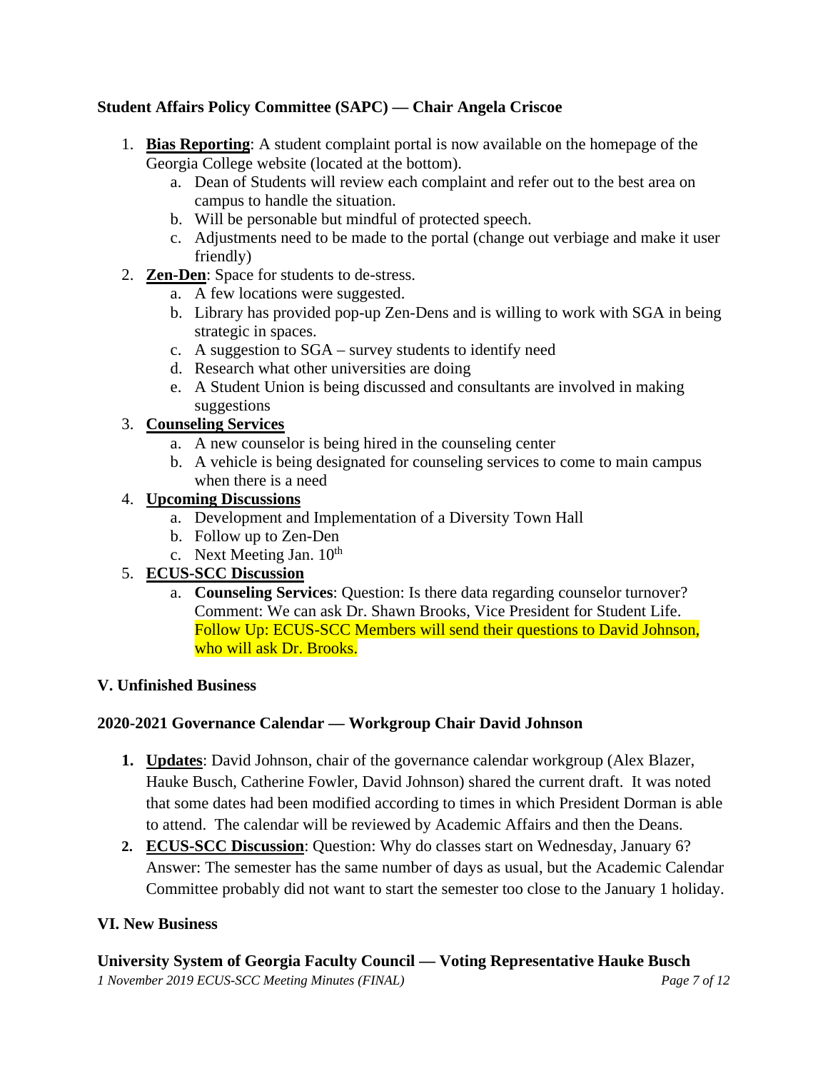**Student Affairs Policy Committee (SAPC) — Chair Angela Criscoe**

1. **Bias Reporting**: A student complaint portal is now available on the homepage of the Georgia College website (located at the bottom).
   a. Dean of Students will review each complaint and refer out to the best area on campus to handle the situation.
   b. Will be personable but mindful of protected speech.
   c. Adjustments need to be made to the portal (change out verbiage and make it user friendly)
2. **Zen-Den**: Space for students to de-stress.
   a. A few locations were suggested.
   b. Library has provided pop-up Zen-Dens and is willing to work with SGA in being strategic in spaces.
   c. A suggestion to SGA – survey students to identify need
   d. Research what other universities are doing
   e. A Student Union is being discussed and consultants are involved in making suggestions
3. **Counseling Services**
   a. A new counselor is being hired in the counseling center
   b. A vehicle is being designated for counseling services to come to main campus when there is a need
4. **Upcoming Discussions**
   a. Development and Implementation of a Diversity Town Hall
   b. Follow up to Zen-Den
   c. Next Meeting Jan. 10th
5. **ECUS-SCC Discussion**
   a. **Counseling Services**: Question: Is there data regarding counselor turnover? Comment: We can ask Dr. Shawn Brooks, Vice President for Student Life. Follow Up: ECUS-SCC Members will send their questions to David Johnson, who will ask Dr. Brooks.

**V. Unfinished Business**

**2020-2021 Governance Calendar — Workgroup Chair David Johnson**

1. **Updates**: David Johnson, chair of the governance calendar workgroup (Alex Blazer, Hauke Busch, Catherine Fowler, David Johnson) shared the current draft. It was noted that some dates had been modified according to times in which President Dorman is able to attend. The calendar will be reviewed by Academic Affairs and then the Deans.
2. **ECUS-SCC Discussion**: Question: Why do classes start on Wednesday, January 6? Answer: The semester has the same number of days as usual, but the Academic Calendar Committee probably did not want to start the semester too close to the January 1 holiday.

**VI. New Business**

**University System of Georgia Faculty Council — Voting Representative Hauke Busch**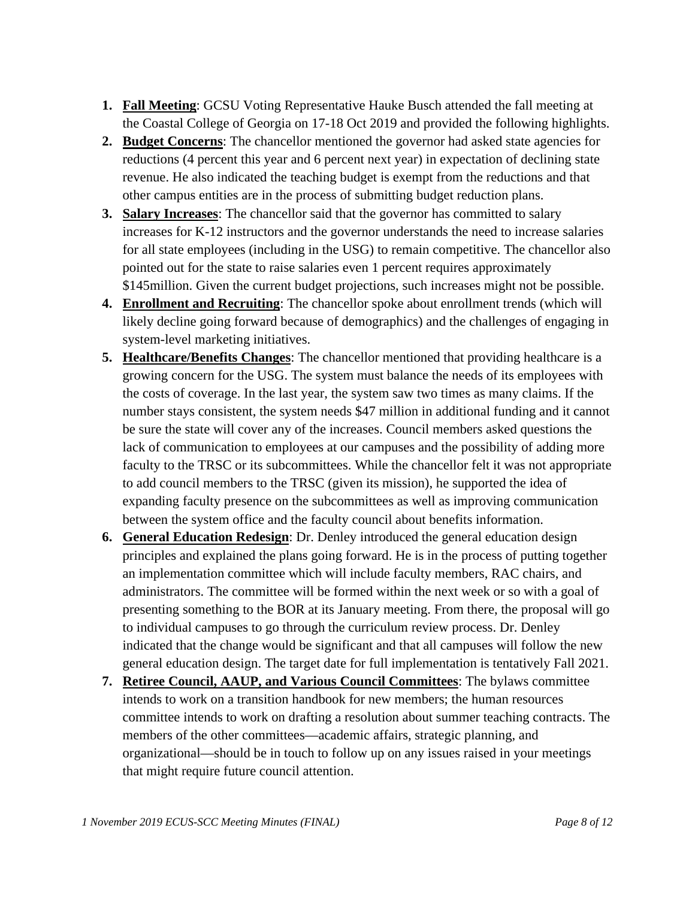1. **Fall Meeting**: GCSU Voting Representative Hauke Busch attended the fall meeting at the Coastal College of Georgia on 17-18 Oct 2019 and provided the following highlights.
2. **Budget Concerns**: The chancellor mentioned the governor had asked state agencies for reductions (4 percent this year and 6 percent next year) in expectation of declining state revenue. He also indicated the teaching budget is exempt from the reductions and that other campus entities are in the process of submitting budget reduction plans.
3. **Salary Increases**: The chancellor said that the governor has committed to salary increases for K-12 instructors and the governor understands the need to increase salaries for all state employees (including in the USG) to remain competitive. The chancellor also pointed out for the state to raise salaries even 1 percent requires approximately $145million. Given the current budget projections, such increases might not be possible.
4. **Enrollment and Recruiting**: The chancellor spoke about enrollment trends (which will likely decline going forward because of demographics) and the challenges of engaging in system-level marketing initiatives.
5. **Healthcare/Benefits Changes**: The chancellor mentioned that providing healthcare is a growing concern for the USG. The system must balance the needs of its employees with the costs of coverage. In the last year, the system saw two times as many claims. If the number stays consistent, the system needs $47 million in additional funding and it cannot be sure the state will cover any of the increases. Council members asked questions the lack of communication to employees at our campuses and the possibility of adding more faculty to the TRSC or its subcommittees. While the chancellor felt it was not appropriate to add council members to the TRSC (given its mission), he supported the idea of expanding faculty presence on the subcommittees as well as improving communication between the system office and the faculty council about benefits information.
6. **General Education Redesign**: Dr. Denley introduced the general education design principles and explained the plans going forward. He is in the process of putting together an implementation committee which will include faculty members, RAC chairs, and administrators. The committee will be formed within the next week or so with a goal of presenting something to the BOR at its January meeting. From there, the proposal will go to individual campuses to go through the curriculum review process. Dr. Denley indicated that the change would be significant and that all campuses will follow the new general education design. The target date for full implementation is tentatively Fall 2021.
7. **Retiree Council, AAUP, and Various Council Committees**: The bylaws committee intends to work on a transition handbook for new members; the human resources committee intends to work on drafting a resolution about summer teaching contracts. The members of the other committees—academic affairs, strategic planning, and organizational—should be in touch to follow up on any issues raised in your meetings that might require future council attention.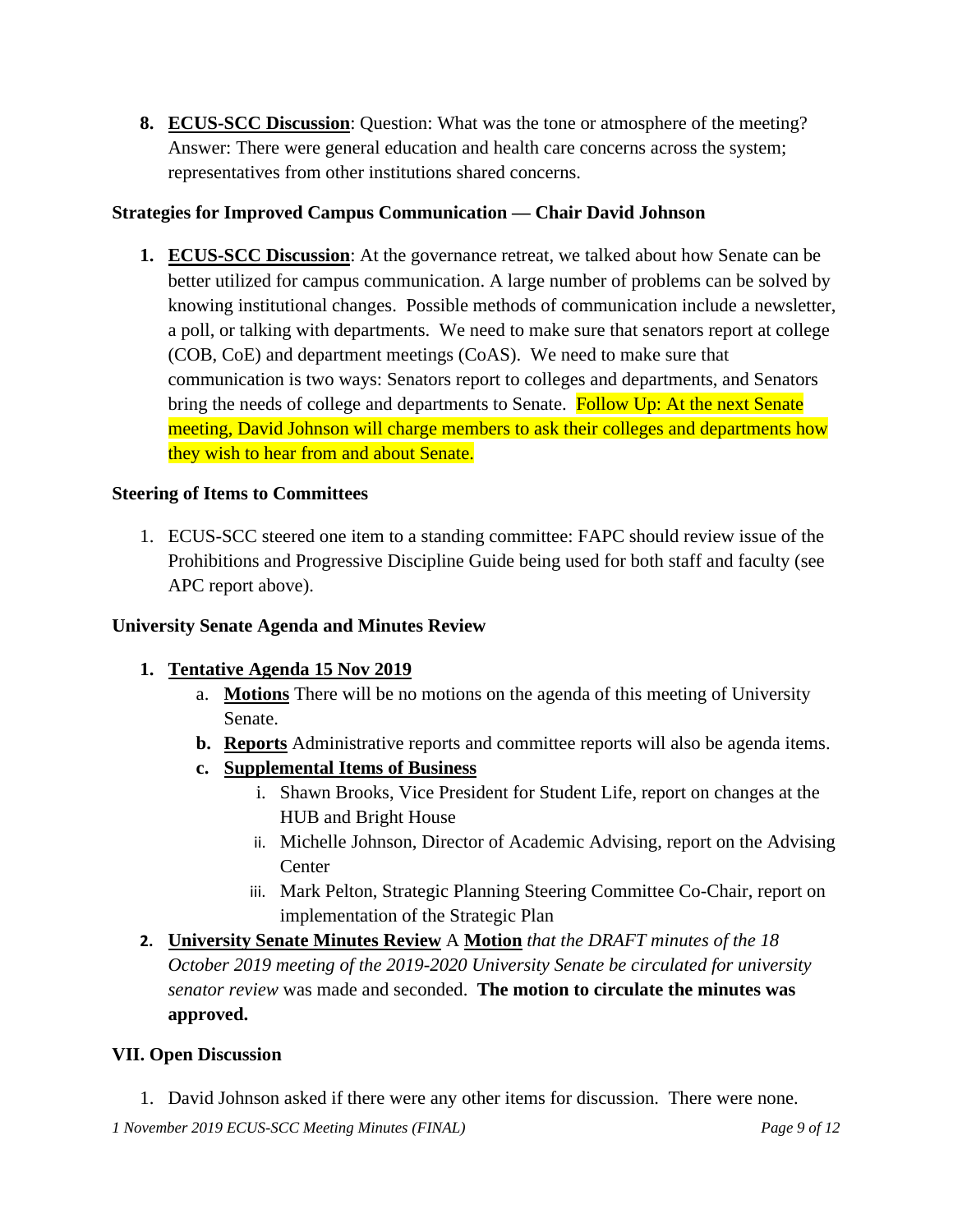8. **ECUS-SCC Discussion**: Question: What was the tone or atmosphere of the meeting? Answer: There were general education and health care concerns across the system; representatives from other institutions shared concerns.

**Strategies for Improved Campus Communication — Chair David Johnson**

1. **ECUS-SCC Discussion**: At the governance retreat, we talked about how Senate can be better utilized for campus communication. A large number of problems can be solved by knowing institutional changes. Possible methods of communication include a newsletter, a poll, or talking with departments. We need to make sure that senators report at college (COB, CoE) and department meetings (CoAS). We need to make sure that communication is two ways: Senators report to colleges and departments, and Senators bring the needs of college and departments to Senate. Follow Up: At the next Senate meeting, David Johnson will charge members to ask their colleges and departments how they wish to hear from and about Senate.

**Steering of Items to Committees**

1. ECUS-SCC steered one item to a standing committee: FAPC should review issue of the Prohibitions and Progressive Discipline Guide being used for both staff and faculty (see APC report above).

**University Senate Agenda and Minutes Review**

1. **Tentative Agenda 15 Nov 2019**
   a. **Motions** There will be no motions on the agenda of this meeting of University Senate.
   b. **Reports** Administrative reports and committee reports will also be agenda items.
   c. **Supplemental Items of Business**
      i. Shawn Brooks, Vice President for Student Life, report on changes at the HUB and Bright House
      ii. Michelle Johnson, Director of Academic Advising, report on the Advising Center
      iii. Mark Pelton, Strategic Planning Steering Committee Co-Chair, report on implementation of the Strategic Plan
2. **University Senate Minutes Review** A **Motion** *that the DRAFT minutes of the 18 October 2019 meeting of the 2019-2020 University Senate be circulated for university senator review* was made and seconded. **The motion to circulate the minutes was approved.**

**VII. Open Discussion**

1. David Johnson asked if there were any other items for discussion. There were none.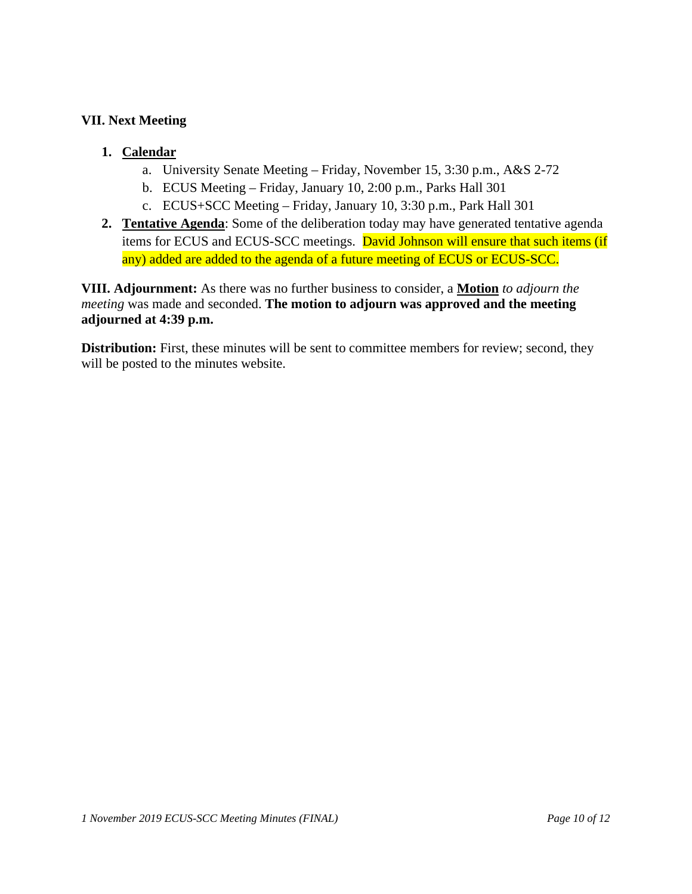### VII. Next Meeting

1. **Calendar**
    a. University Senate Meeting – Friday, November 15, 3:30 p.m., A&S 2-72
    b. ECUS Meeting – Friday, January 10, 2:00 p.m., Parks Hall 301
    c. ECUS+SCC Meeting – Friday, January 10, 3:30 p.m., Park Hall 301
2. **Tentative Agenda**: Some of the deliberation today may have generated tentative agenda items for ECUS and ECUS-SCC meetings. David Johnson will ensure that such items (if any) added are added to the agenda of a future meeting of ECUS or ECUS-SCC.

**VIII. Adjournment:** As there was no further business to consider, a **Motion** *to adjourn the meeting* was made and seconded. **The motion to adjourn was approved and the meeting adjourned at 4:39 p.m.**

**Distribution:** First, these minutes will be sent to committee members for review; second, they will be posted to the minutes website.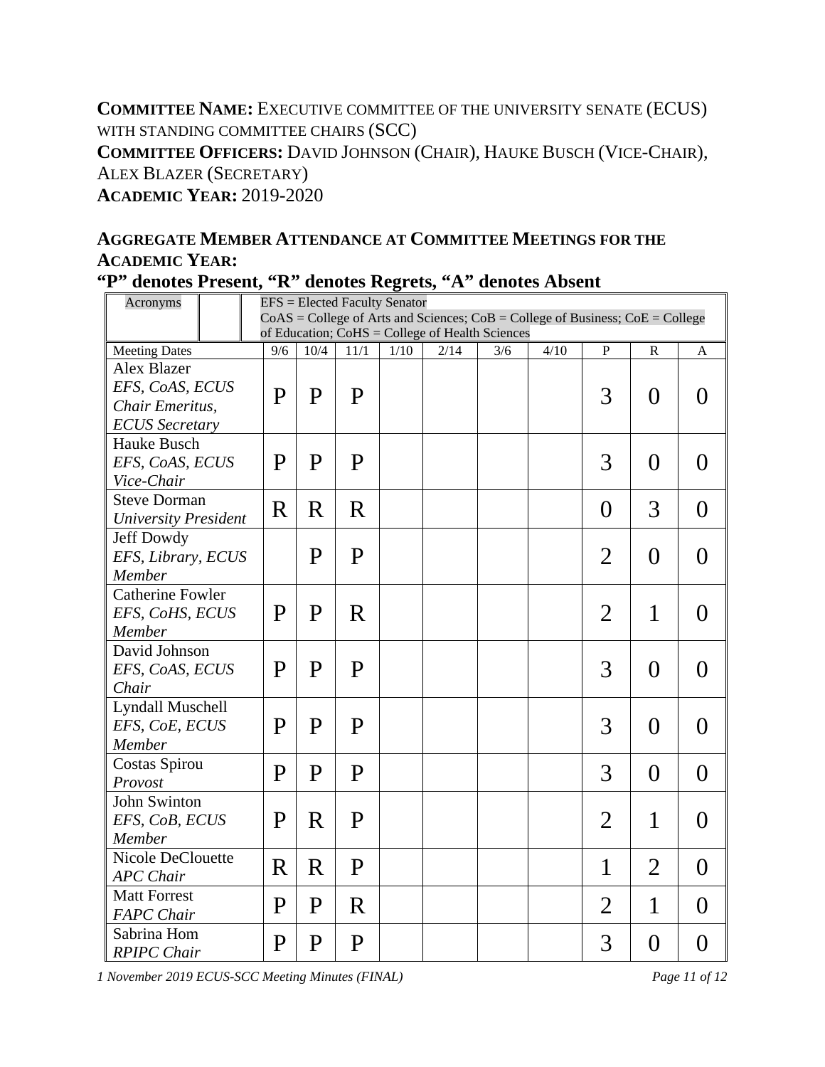**COMMITTEE NAME:** EXECUTIVE COMMITTEE OF THE UNIVERSITY SENATE (ECUS) WITH STANDING COMMITTEE CHAIRS (SCC)
**COMMITTEE OFFICERS:** DAVID JOHNSON (CHAIR), HAUKE BUSCH (VICE-CHAIR), ALEX BLAZER (SECRETARY)
**ACADEMIC YEAR:** 2019-2020

## AGGREGATE MEMBER ATTENDANCE AT COMMITTEE MEETINGS FOR THE ACADEMIC YEAR:

### "P" denotes Present, "R" denotes Regrets, "A" denotes Absent

| Acronyms | EFS = Elected Faculty Senator<br>CoAS = College of Arts and Sciences; CoB = College of Business; CoE = College of Education; CoHS = College of Health Sciences | | | | | | | | | |
|---|---|---|---|---|---|---|---|---|---|---|
| Meeting Dates | 9/6 | 10/4 | 11/1 | 1/10 | 2/14 | 3/6 | 4/10 | P | R | A |
| Alex Blazer<br>*EFS, CoAS, ECUS Chair Emeritus, ECUS Secretary* | P | P | P | | | | | 3 | 0 | 0 |
| Hauke Busch<br>*EFS, CoAS, ECUS Vice-Chair* | P | P | P | | | | | 3 | 0 | 0 |
| Steve Dorman<br>*University President* | R | R | R | | | | | 0 | 3 | 0 |
| Jeff Dowdy<br>*EFS, Library, ECUS Member* | | P | P | | | | | 2 | 0 | 0 |
| Catherine Fowler<br>*EFS, CoHS, ECUS Member* | P | P | R | | | | | 2 | 1 | 0 |
| David Johnson<br>*EFS, CoAS, ECUS Chair* | P | P | P | | | | | 3 | 0 | 0 |
| Lyndall Muschell<br>*EFS, CoE, ECUS Member* | P | P | P | | | | | 3 | 0 | 0 |
| Costas Spirou<br>*Provost* | P | P | P | | | | | 3 | 0 | 0 |
| John Swinton<br>*EFS, CoB, ECUS Member* | P | R | P | | | | | 2 | 1 | 0 |
| Nicole DeClouette<br>*APC Chair* | R | R | P | | | | | 1 | 2 | 0 |
| Matt Forrest<br>*FAPC Chair* | P | P | R | | | | | 2 | 1 | 0 |
| Sabrina Hom<br>*RPIPC Chair* | P | P | P | | | | | 3 | 0 | 0 |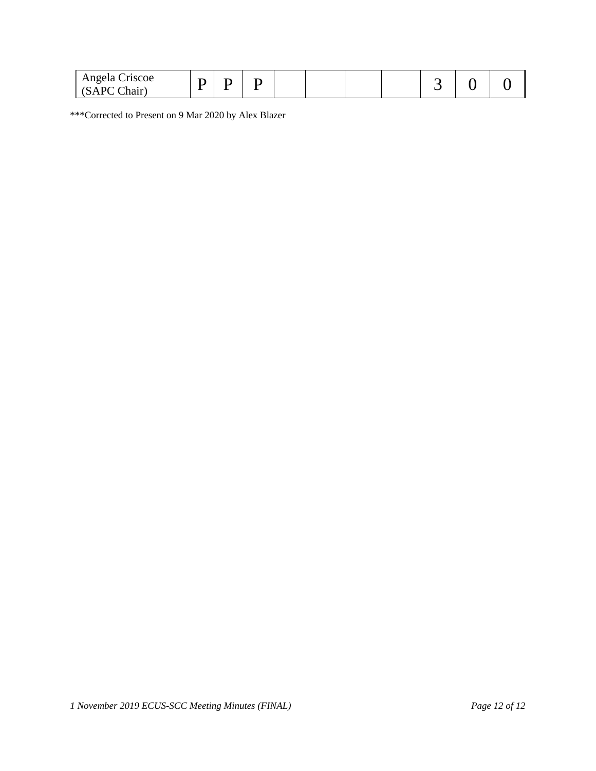| | | | | | | | | | | |
|---|---|---|---|---|---|---|---|---|---|---|
| Angela Criscoe (SAPC Chair) | P | P | P | | | | | 3 | 0 | 0 |

***Corrected to Present on 9 Mar 2020 by Alex Blazer